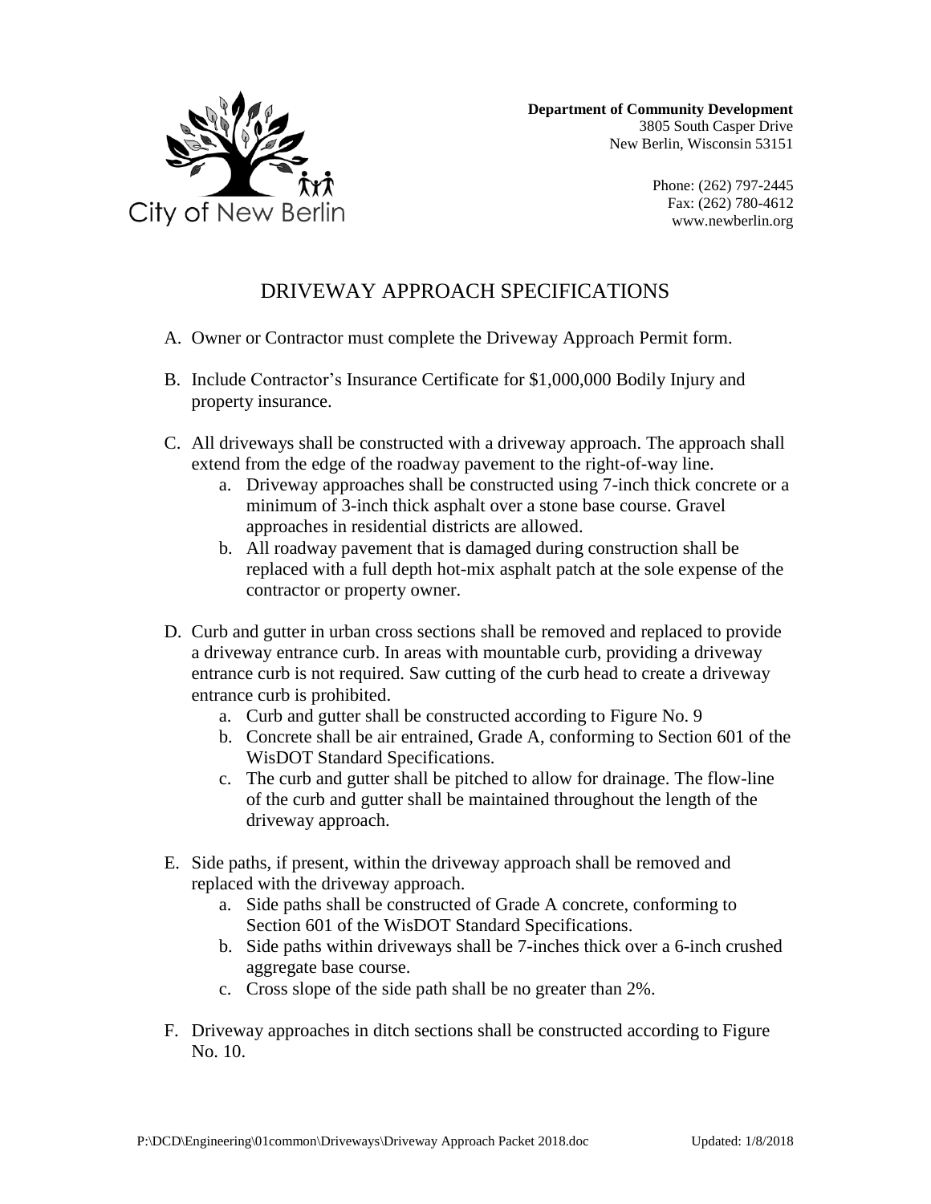City of New Berlin

**Department of Community Development**
3805 South Casper Drive
New Berlin, Wisconsin 53151

Phone: (262) 797-2445
Fax: (262) 780-4612
www.newberlin.org

# DRIVEWAY APPROACH SPECIFICATIONS

A. Owner or Contractor must complete the Driveway Approach Permit form.

B. Include Contractor's Insurance Certificate for $1,000,000 Bodily Injury and property insurance.

C. All driveways shall be constructed with a driveway approach. The approach shall extend from the edge of the roadway pavement to the right-of-way line.
   a. Driveway approaches shall be constructed using 7-inch thick concrete or a minimum of 3-inch thick asphalt over a stone base course. Gravel approaches in residential districts are allowed.
   b. All roadway pavement that is damaged during construction shall be replaced with a full depth hot-mix asphalt patch at the sole expense of the contractor or property owner.

D. Curb and gutter in urban cross sections shall be removed and replaced to provide a driveway entrance curb. In areas with mountable curb, providing a driveway entrance curb is not required. Saw cutting of the curb head to create a driveway entrance curb is prohibited.
   a. Curb and gutter shall be constructed according to Figure No. 9
   b. Concrete shall be air entrained, Grade A, conforming to Section 601 of the WisDOT Standard Specifications.
   c. The curb and gutter shall be pitched to allow for drainage. The flow-line of the curb and gutter shall be maintained throughout the length of the driveway approach.

E. Side paths, if present, within the driveway approach shall be removed and replaced with the driveway approach.
   a. Side paths shall be constructed of Grade A concrete, conforming to Section 601 of the WisDOT Standard Specifications.
   b. Side paths within driveways shall be 7-inches thick over a 6-inch crushed aggregate base course.
   c. Cross slope of the side path shall be no greater than 2%.

F. Driveway approaches in ditch sections shall be constructed according to Figure No. 10.

P:\DCD\Engineering\01common\Driveways\Driveway Approach Packet 2018.doc Updated: 1/8/2018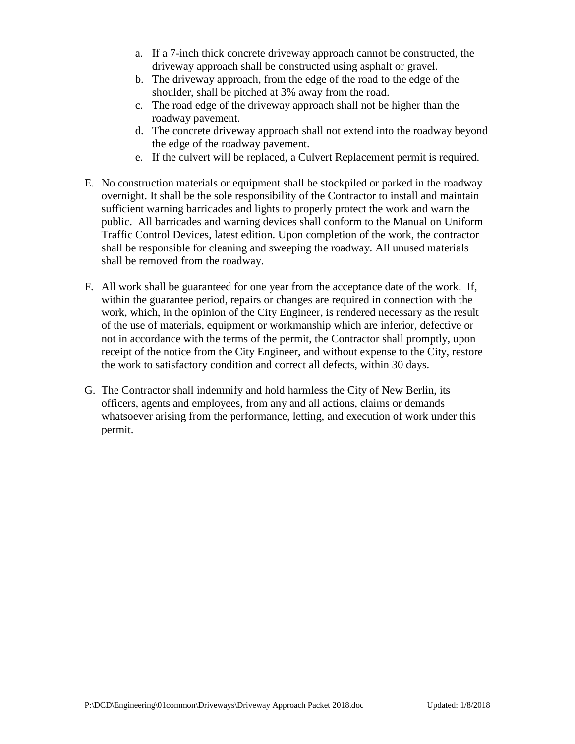a. If a 7-inch thick concrete driveway approach cannot be constructed, the driveway approach shall be constructed using asphalt or gravel.
   b. The driveway approach, from the edge of the road to the edge of the shoulder, shall be pitched at 3% away from the road.
   c. The road edge of the driveway approach shall not be higher than the roadway pavement.
   d. The concrete driveway approach shall not extend into the roadway beyond the edge of the roadway pavement.
   e. If the culvert will be replaced, a Culvert Replacement permit is required.

E. No construction materials or equipment shall be stockpiled or parked in the roadway overnight. It shall be the sole responsibility of the Contractor to install and maintain sufficient warning barricades and lights to properly protect the work and warn the public. All barricades and warning devices shall conform to the Manual on Uniform Traffic Control Devices, latest edition. Upon completion of the work, the contractor shall be responsible for cleaning and sweeping the roadway. All unused materials shall be removed from the roadway.

F. All work shall be guaranteed for one year from the acceptance date of the work. If, within the guarantee period, repairs or changes are required in connection with the work, which, in the opinion of the City Engineer, is rendered necessary as the result of the use of materials, equipment or workmanship which are inferior, defective or not in accordance with the terms of the permit, the Contractor shall promptly, upon receipt of the notice from the City Engineer, and without expense to the City, restore the work to satisfactory condition and correct all defects, within 30 days.

G. The Contractor shall indemnify and hold harmless the City of New Berlin, its officers, agents and employees, from any and all actions, claims or demands whatsoever arising from the performance, letting, and execution of work under this permit.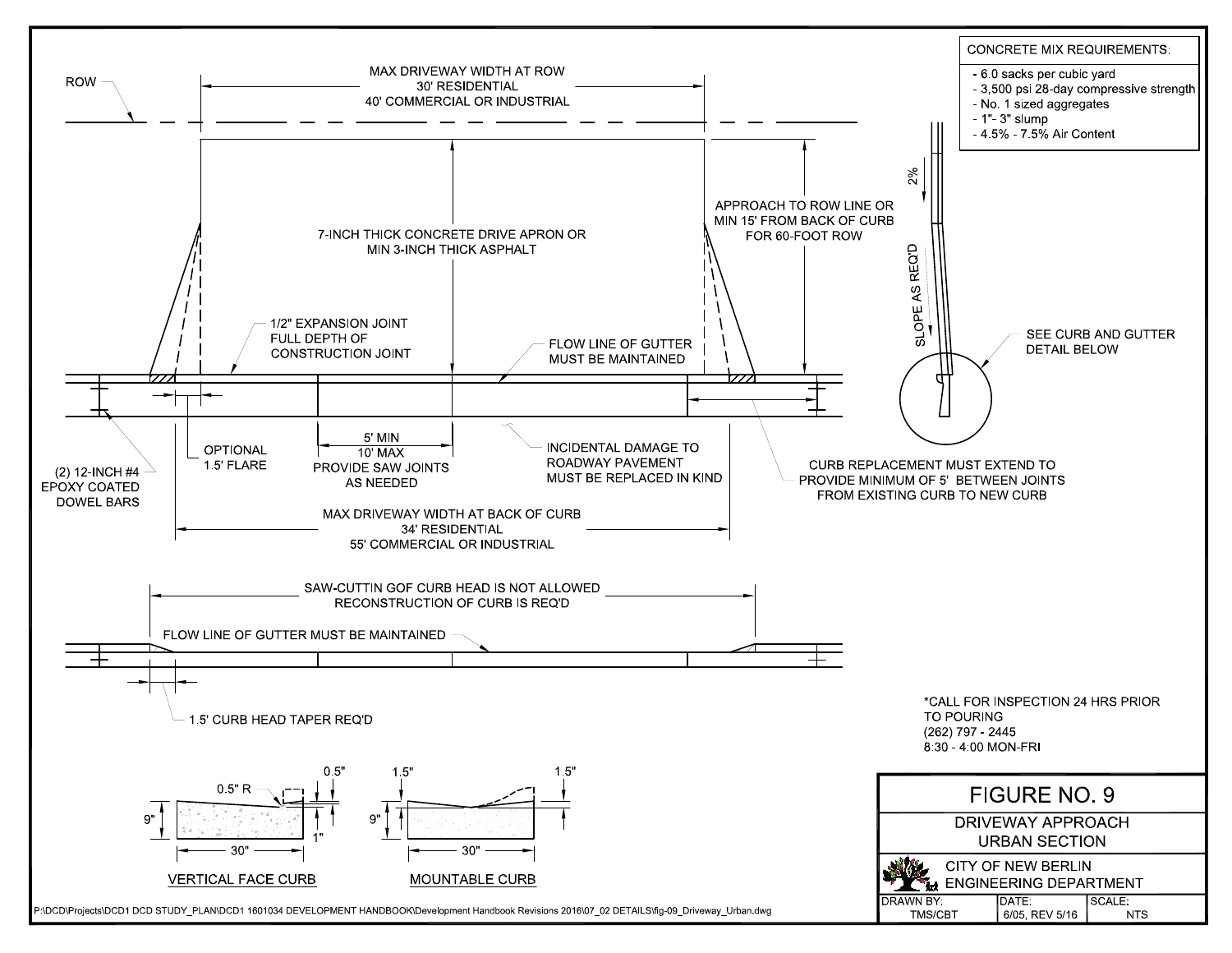CONCRETE MIX REQUIREMENTS:

- 6.0 sacks per cubic yard
- 3,500 psi 28-day compressive strength
- No. 1 sized aggregates
- 1"- 3" slump
- 4.5% - 7.5% Air Content

ROW

MAX DRIVEWAY WIDTH AT ROW
30' RESIDENTIAL
40' COMMERCIAL OR INDUSTRIAL

7-INCH THICK CONCRETE DRIVE APRON OR
MIN 3-INCH THICK ASPHALT

APPROACH TO ROW LINE OR
MIN 15' FROM BACK OF CURB
FOR 60-FOOT ROW

2%

SLOPE AS REQ'D

SEE CURB AND GUTTER
DETAIL BELOW

1/2" EXPANSION JOINT
FULL DEPTH OF
CONSTRUCTION JOINT

FLOW LINE OF GUTTER
MUST BE MAINTAINED

(2) 12-INCH #4
EPOXY COATED
DOWEL BARS

OPTIONAL
1.5' FLARE

5' MIN
10' MAX
PROVIDE SAW JOINTS
AS NEEDED

INCIDENTAL DAMAGE TO
ROADWAY PAVEMENT
MUST BE REPLACED IN KIND

CURB REPLACEMENT MUST EXTEND TO
PROVIDE MINIMUM OF 5' BETWEEN JOINTS
FROM EXISTING CURB TO NEW CURB

MAX DRIVEWAY WIDTH AT BACK OF CURB
34' RESIDENTIAL
55' COMMERCIAL OR INDUSTRIAL

SAW-CUTTIN GOF CURB HEAD IS NOT ALLOWED
RECONSTRUCTION OF CURB IS REQ'D

FLOW LINE OF GUTTER MUST BE MAINTAINED

1.5' CURB HEAD TAPER REQ'D

*CALL FOR INSPECTION 24 HRS PRIOR
TO POURING
(262) 797 - 2445
8:30 - 4:00 MON-FRI

0.5" R  0.5"  9"  1"  30"

VERTICAL FACE CURB

1.5"  1.5"  9"  30"

MOUNTABLE CURB

# FIGURE NO. 9

## DRIVEWAY APPROACH URBAN SECTION

CITY OF NEW BERLIN
ENGINEERING DEPARTMENT

| DRAWN BY: | DATE: | SCALE: |
|---|---|---|
| TMS/CBT | 6/05, REV 5/16 | NTS |

P:\DCD\Projects\DCD1 DCD STUDY_PLAN\DCD1 1601034 DEVELOPMENT HANDBOOK\Development Handbook Revisions 2016\07_02 DETAILS\fig-09_Driveway_Urban.dwg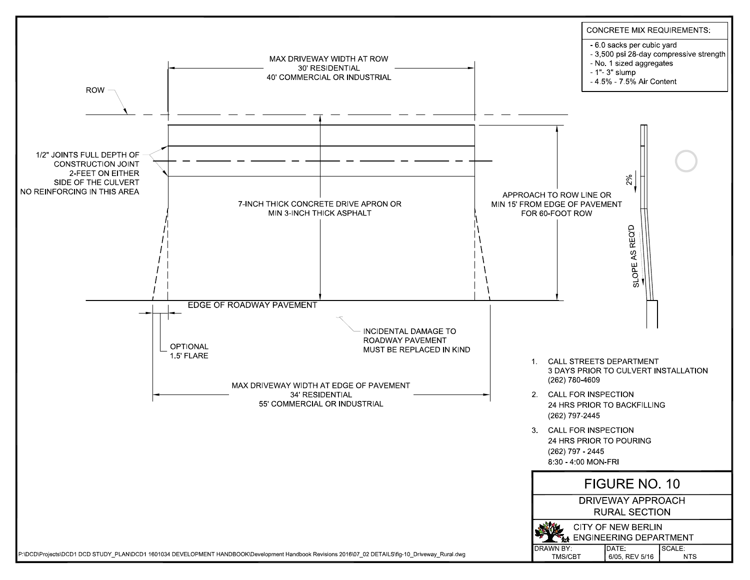CONCRETE MIX REQUIREMENTS:

- 6.0 sacks per cubic yard
- 3,500 psi 28-day compressive strength
- No. 1 sized aggregates
- 1"- 3" slump
- 4.5% - 7.5% Air Content

MAX DRIVEWAY WIDTH AT ROW
30' RESIDENTIAL
40' COMMERCIAL OR INDUSTRIAL

ROW

1/2" JOINTS FULL DEPTH OF
CONSTRUCTION JOINT
2-FEET ON EITHER
SIDE OF THE CULVERT
NO REINFORCING IN THIS AREA

7-INCH THICK CONCRETE DRIVE APRON OR
MIN 3-INCH THICK ASPHALT

APPROACH TO ROW LINE OR
MIN 15' FROM EDGE OF PAVEMENT
FOR 60-FOOT ROW

2%

SLOPE AS REQ'D

EDGE OF ROADWAY PAVEMENT

OPTIONAL
1.5' FLARE

INCIDENTAL DAMAGE TO
ROADWAY PAVEMENT
MUST BE REPLACED IN KIND

MAX DRIVEWAY WIDTH AT EDGE OF PAVEMENT
34' RESIDENTIAL
55' COMMERCIAL OR INDUSTRIAL

1. CALL STREETS DEPARTMENT
   3 DAYS PRIOR TO CULVERT INSTALLATION
   (262) 780-4609
2. CALL FOR INSPECTION
   24 HRS PRIOR TO BACKFILLING
   (262) 797-2445
3. CALL FOR INSPECTION
   24 HRS PRIOR TO POURING
   (262) 797 - 2445
   8:30 - 4:00 MON-FRI

# FIGURE NO. 10

## DRIVEWAY APPROACH RURAL SECTION

CITY OF NEW BERLIN
ENGINEERING DEPARTMENT

| DRAWN BY: | DATE: | SCALE: |
|---|---|---|
| TMS/CBT | 6/05, REV 5/16 | NTS |

P:\DCD\Projects\DCD1 DCD STUDY_PLAN\DCD1 1601034 DEVELOPMENT HANDBOOK\Development Handbook Revisions 2016\07_02 DETAILS\fig-10_Driveway_Rural.dwg